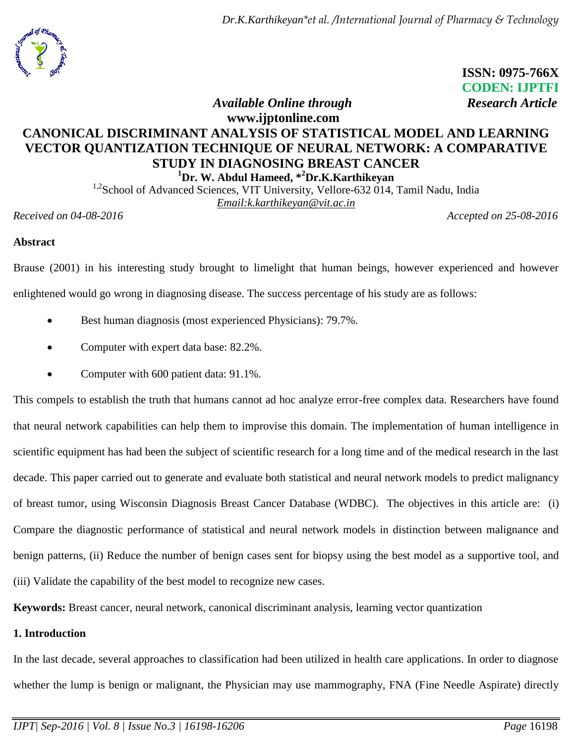**ISSN: 0975-766X**
**CODEN: IJPTFI**

*Available Online through* *Research Article*

**www.ijptonline.com**

# CANONICAL DISCRIMINANT ANALYSIS OF STATISTICAL MODEL AND LEARNING VECTOR QUANTIZATION TECHNIQUE OF NEURAL NETWORK: A COMPARATIVE STUDY IN DIAGNOSING BREAST CANCER

**[1]Dr. W. Abdul Hameed, *[2]Dr.K.Karthikeyan**

[1,2]School of Advanced Sciences, VIT University, Vellore-632 014, Tamil Nadu, India

Email:k.karthikeyan@vit.ac.in

*Received on 04-08-2016* *Accepted on 25-08-2016*

## Abstract

Brause (2001) in his interesting study brought to limelight that human beings, however experienced and however enlightened would go wrong in diagnosing disease. The success percentage of his study are as follows:

- Best human diagnosis (most experienced Physicians): 79.7%.
- Computer with expert data base: 82.2%.
- Computer with 600 patient data: 91.1%.

This compels to establish the truth that humans cannot ad hoc analyze error-free complex data. Researchers have found that neural network capabilities can help them to improvise this domain. The implementation of human intelligence in scientific equipment has had been the subject of scientific research for a long time and of the medical research in the last decade. This paper carried out to generate and evaluate both statistical and neural network models to predict malignancy of breast tumor, using Wisconsin Diagnosis Breast Cancer Database (WDBC). The objectives in this article are: (i) Compare the diagnostic performance of statistical and neural network models in distinction between malignance and benign patterns, (ii) Reduce the number of benign cases sent for biopsy using the best model as a supportive tool, and (iii) Validate the capability of the best model to recognize new cases.

**Keywords:** Breast cancer, neural network, canonical discriminant analysis, learning vector quantization

## 1. Introduction

In the last decade, several approaches to classification had been utilized in health care applications. In order to diagnose whether the lump is benign or malignant, the Physician may use mammography, FNA (Fine Needle Aspirate) directly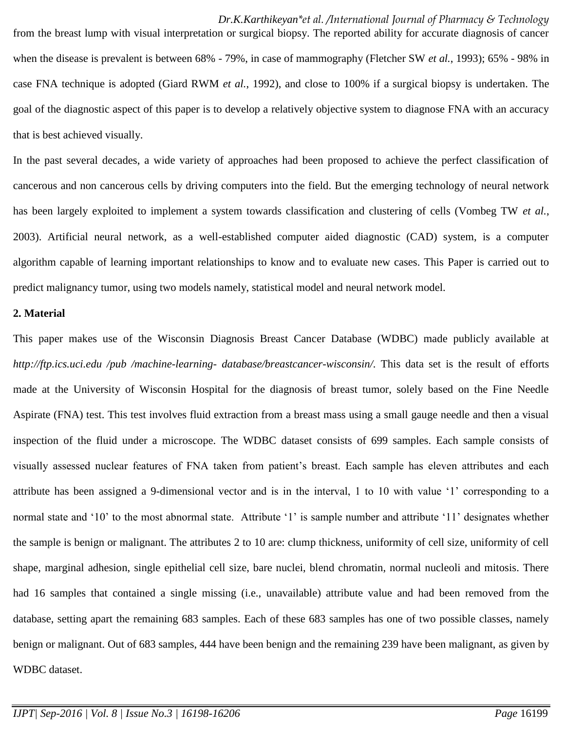from the breast lump with visual interpretation or surgical biopsy. The reported ability for accurate diagnosis of cancer when the disease is prevalent is between 68% - 79%, in case of mammography (Fletcher SW *et al.*, 1993); 65% - 98% in case FNA technique is adopted (Giard RWM *et al.*, 1992), and close to 100% if a surgical biopsy is undertaken. The goal of the diagnostic aspect of this paper is to develop a relatively objective system to diagnose FNA with an accuracy that is best achieved visually.

In the past several decades, a wide variety of approaches had been proposed to achieve the perfect classification of cancerous and non cancerous cells by driving computers into the field. But the emerging technology of neural network has been largely exploited to implement a system towards classification and clustering of cells (Vombeg TW *et al.*, 2003). Artificial neural network, as a well-established computer aided diagnostic (CAD) system, is a computer algorithm capable of learning important relationships to know and to evaluate new cases. This Paper is carried out to predict malignancy tumor, using two models namely, statistical model and neural network model.

## 2. Material

This paper makes use of the Wisconsin Diagnosis Breast Cancer Database (WDBC) made publicly available at *http://ftp.ics.uci.edu /pub /machine-learning- database/breastcancer-wisconsin/.* This data set is the result of efforts made at the University of Wisconsin Hospital for the diagnosis of breast tumor, solely based on the Fine Needle Aspirate (FNA) test. This test involves fluid extraction from a breast mass using a small gauge needle and then a visual inspection of the fluid under a microscope. The WDBC dataset consists of 699 samples. Each sample consists of visually assessed nuclear features of FNA taken from patient's breast. Each sample has eleven attributes and each attribute has been assigned a 9-dimensional vector and is in the interval, 1 to 10 with value '1' corresponding to a normal state and '10' to the most abnormal state. Attribute '1' is sample number and attribute '11' designates whether the sample is benign or malignant. The attributes 2 to 10 are: clump thickness, uniformity of cell size, uniformity of cell shape, marginal adhesion, single epithelial cell size, bare nuclei, blend chromatin, normal nucleoli and mitosis. There had 16 samples that contained a single missing (i.e., unavailable) attribute value and had been removed from the database, setting apart the remaining 683 samples. Each of these 683 samples has one of two possible classes, namely benign or malignant. Out of 683 samples, 444 have been benign and the remaining 239 have been malignant, as given by WDBC dataset.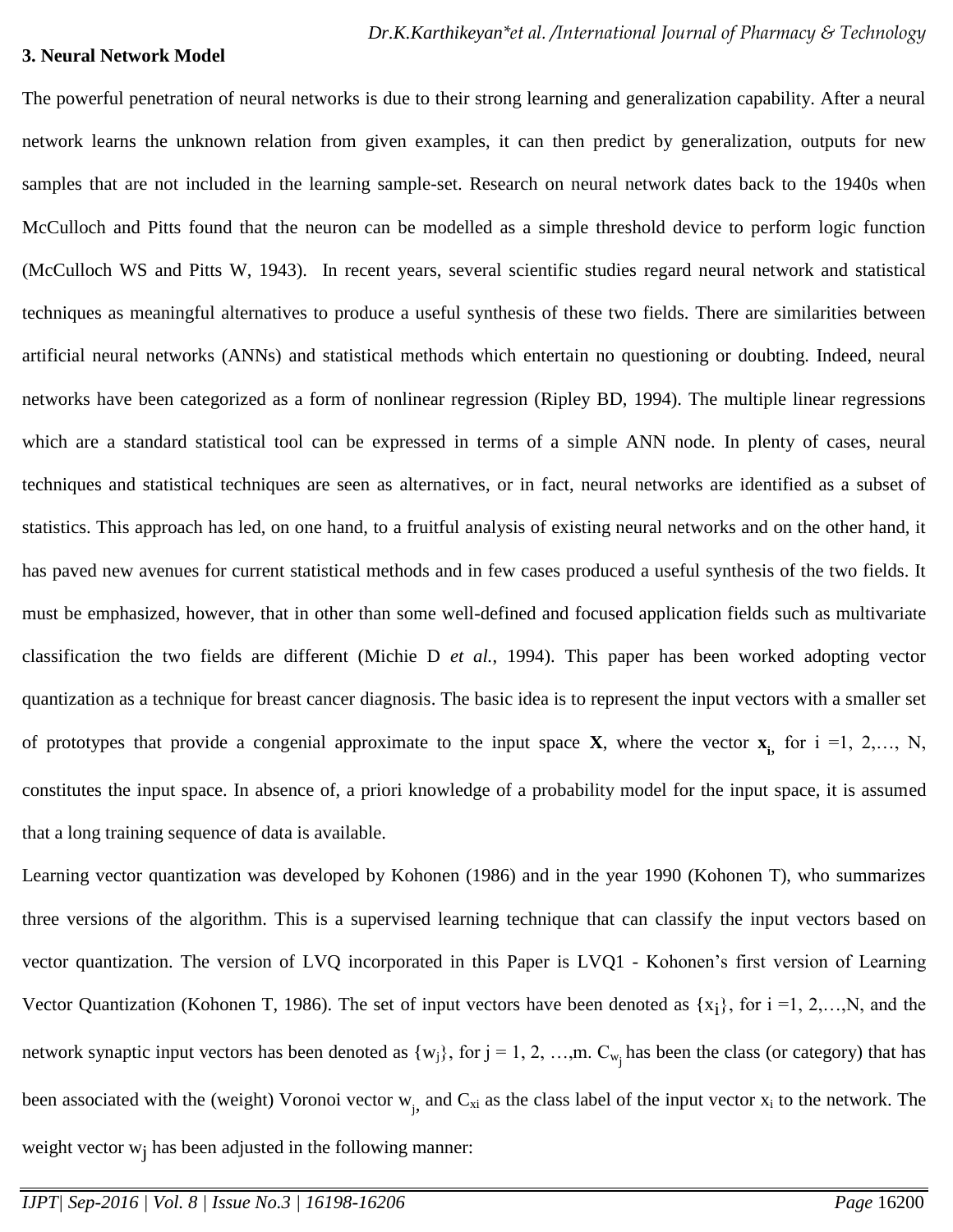### 3. Neural Network Model

The powerful penetration of neural networks is due to their strong learning and generalization capability. After a neural network learns the unknown relation from given examples, it can then predict by generalization, outputs for new samples that are not included in the learning sample-set. Research on neural network dates back to the 1940s when McCulloch and Pitts found that the neuron can be modelled as a simple threshold device to perform logic function (McCulloch WS and Pitts W, 1943). In recent years, several scientific studies regard neural network and statistical techniques as meaningful alternatives to produce a useful synthesis of these two fields. There are similarities between artificial neural networks (ANNs) and statistical methods which entertain no questioning or doubting. Indeed, neural networks have been categorized as a form of nonlinear regression (Ripley BD, 1994). The multiple linear regressions which are a standard statistical tool can be expressed in terms of a simple ANN node. In plenty of cases, neural techniques and statistical techniques are seen as alternatives, or in fact, neural networks are identified as a subset of statistics. This approach has led, on one hand, to a fruitful analysis of existing neural networks and on the other hand, it has paved new avenues for current statistical methods and in few cases produced a useful synthesis of the two fields. It must be emphasized, however, that in other than some well-defined and focused application fields such as multivariate classification the two fields are different (Michie D *et al.*, 1994). This paper has been worked adopting vector quantization as a technique for breast cancer diagnosis. The basic idea is to represent the input vectors with a smaller set of prototypes that provide a congenial approximate to the input space **X**, where the vector $\mathbf{x}_i$, for i =1, 2,…, N, constitutes the input space. In absence of, a priori knowledge of a probability model for the input space, it is assumed that a long training sequence of data is available.

Learning vector quantization was developed by Kohonen (1986) and in the year 1990 (Kohonen T), who summarizes three versions of the algorithm. This is a supervised learning technique that can classify the input vectors based on vector quantization. The version of LVQ incorporated in this Paper is LVQ1 - Kohonen's first version of Learning Vector Quantization (Kohonen T, 1986). The set of input vectors have been denoted as $\{x_i\}$, for i =1, 2,…,N, and the network synaptic input vectors has been denoted as $\{w_j\}$, for j = 1, 2, …,m. $C_{w_j}$ has been the class (or category) that has been associated with the (weight) Voronoi vector $w_j$, and $C_{xi}$ as the class label of the input vector $x_i$ to the network. The weight vector $w_j$ has been adjusted in the following manner: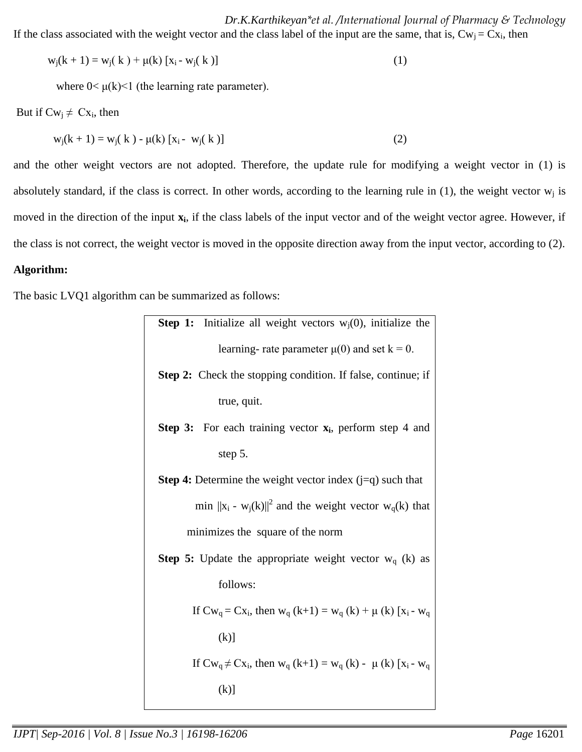If the class associated with the weight vector and the class label of the input are the same, that is, $Cw_j = Cx_i$, then

$$w_j(k + 1) = w_j( k ) + \mu(k) [x_i - w_j( k )] \qquad (1)$$

where $0< \mu(k)<1$ (the learning rate parameter).

But if $Cw_j \neq Cx_i$, then

$$w_j(k + 1) = w_j( k ) - \mu(k) [x_i - w_j( k )] \qquad (2)$$

and the other weight vectors are not adopted. Therefore, the update rule for modifying a weight vector in (1) is absolutely standard, if the class is correct. In other words, according to the learning rule in (1), the weight vector $w_j$ is moved in the direction of the input $\mathbf{x_i}$, if the class labels of the input vector and of the weight vector agree. However, if the class is not correct, the weight vector is moved in the opposite direction away from the input vector, according to (2).

**Algorithm:**

The basic LVQ1 algorithm can be summarized as follows:

**Step 1:** Initialize all weight vectors $w_j(0)$, initialize the learning- rate parameter $\mu(0)$ and set $k = 0$.

**Step 2:** Check the stopping condition. If false, continue; if true, quit.

**Step 3:** For each training vector $\mathbf{x_i}$, perform step 4 and step 5.

**Step 4:** Determine the weight vector index ($j=q$) such that $\min ||x_i - w_j(k)||^2$ and the weight vector $w_q(k)$ that minimizes the square of the norm

**Step 5:** Update the appropriate weight vector $w_q(k)$ as follows:

If $Cw_q = Cx_i$, then $w_q(k+1) = w_q(k) + \mu(k) [x_i - w_q(k)]$

If $Cw_q \neq Cx_i$, then $w_q(k+1) = w_q(k) - \mu(k) [x_i - w_q(k)]$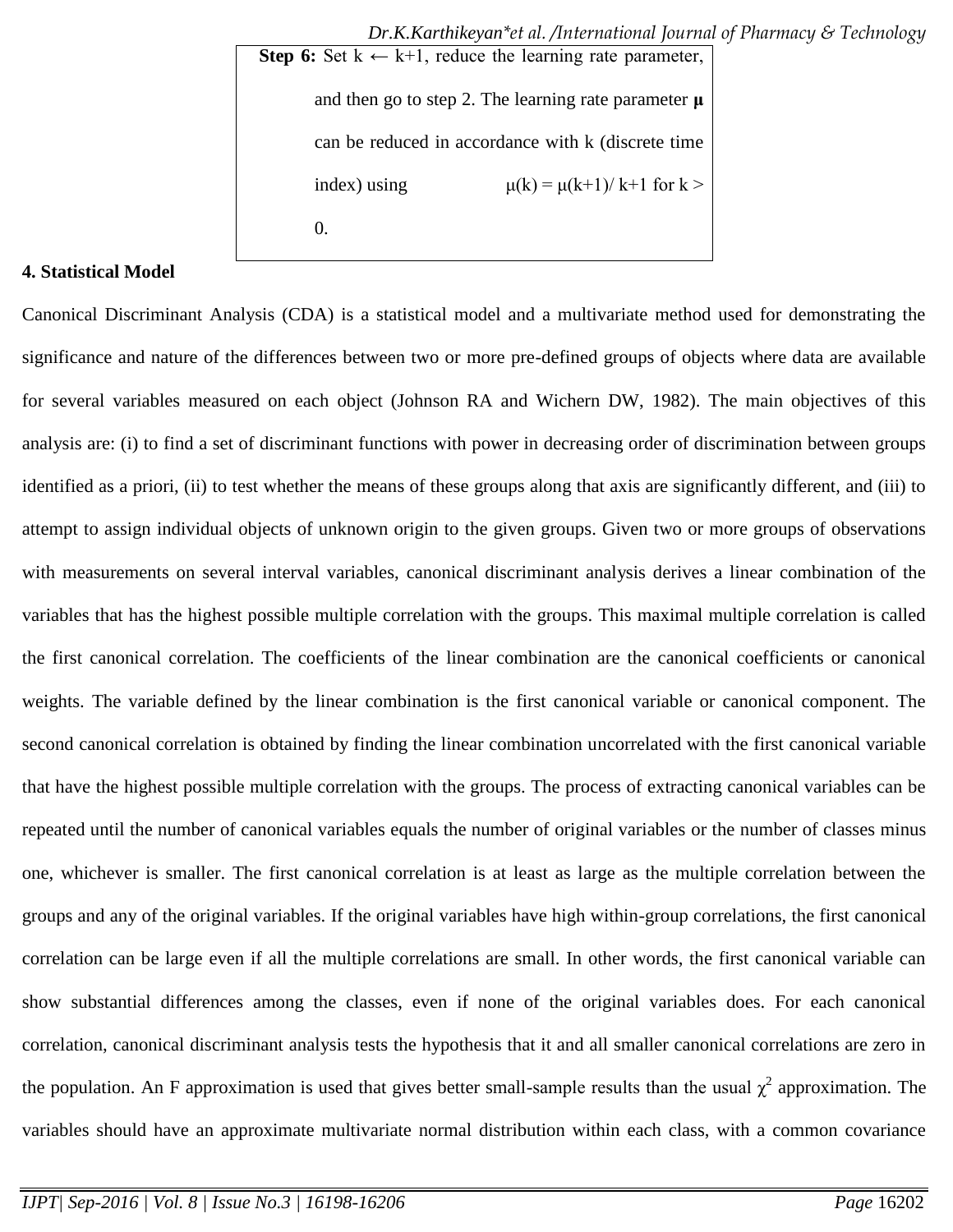**Step 6:** Set $k \leftarrow k+1$, reduce the learning rate parameter, and then go to step 2. The learning rate parameter **μ** can be reduced in accordance with k (discrete time index) using $\mu(k) = \mu(k+1)/ k+1$ for $k > 0$.

## 4. Statistical Model

Canonical Discriminant Analysis (CDA) is a statistical model and a multivariate method used for demonstrating the significance and nature of the differences between two or more pre-defined groups of objects where data are available for several variables measured on each object (Johnson RA and Wichern DW, 1982). The main objectives of this analysis are: (i) to find a set of discriminant functions with power in decreasing order of discrimination between groups identified as a priori, (ii) to test whether the means of these groups along that axis are significantly different, and (iii) to attempt to assign individual objects of unknown origin to the given groups. Given two or more groups of observations with measurements on several interval variables, canonical discriminant analysis derives a linear combination of the variables that has the highest possible multiple correlation with the groups. This maximal multiple correlation is called the first canonical correlation. The coefficients of the linear combination are the canonical coefficients or canonical weights. The variable defined by the linear combination is the first canonical variable or canonical component. The second canonical correlation is obtained by finding the linear combination uncorrelated with the first canonical variable that have the highest possible multiple correlation with the groups. The process of extracting canonical variables can be repeated until the number of canonical variables equals the number of original variables or the number of classes minus one, whichever is smaller. The first canonical correlation is at least as large as the multiple correlation between the groups and any of the original variables. If the original variables have high within-group correlations, the first canonical correlation can be large even if all the multiple correlations are small. In other words, the first canonical variable can show substantial differences among the classes, even if none of the original variables does. For each canonical correlation, canonical discriminant analysis tests the hypothesis that it and all smaller canonical correlations are zero in the population. An F approximation is used that gives better small-sample results than the usual $\chi^2$ approximation. The variables should have an approximate multivariate normal distribution within each class, with a common covariance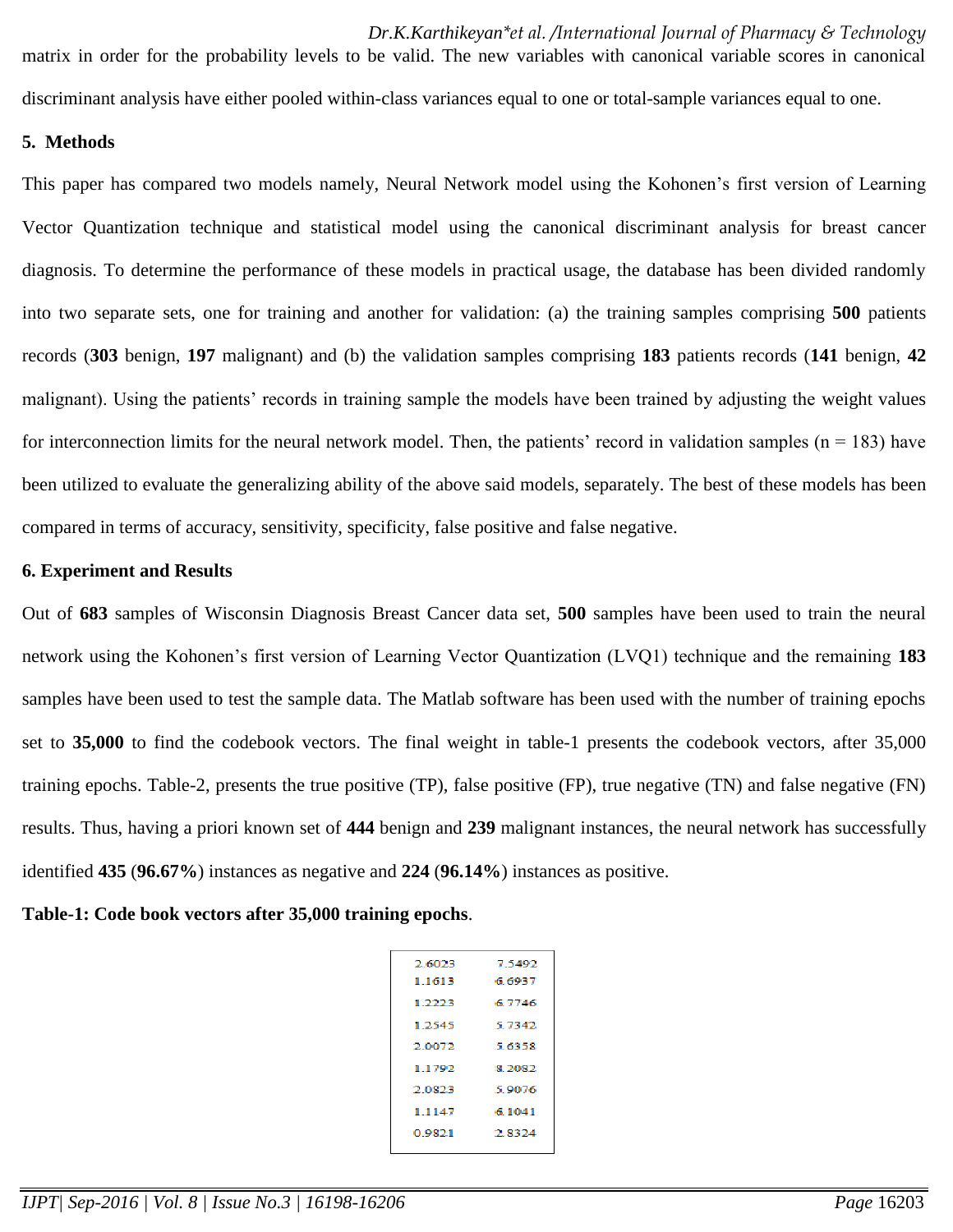matrix in order for the probability levels to be valid. The new variables with canonical variable scores in canonical discriminant analysis have either pooled within-class variances equal to one or total-sample variances equal to one.

**5. Methods**

This paper has compared two models namely, Neural Network model using the Kohonen's first version of Learning Vector Quantization technique and statistical model using the canonical discriminant analysis for breast cancer diagnosis. To determine the performance of these models in practical usage, the database has been divided randomly into two separate sets, one for training and another for validation: (a) the training samples comprising **500** patients records (**303** benign, **197** malignant) and (b) the validation samples comprising **183** patients records (**141** benign, **42** malignant). Using the patients' records in training sample the models have been trained by adjusting the weight values for interconnection limits for the neural network model. Then, the patients' record in validation samples (n = 183) have been utilized to evaluate the generalizing ability of the above said models, separately. The best of these models has been compared in terms of accuracy, sensitivity, specificity, false positive and false negative.

**6. Experiment and Results**

Out of **683** samples of Wisconsin Diagnosis Breast Cancer data set, **500** samples have been used to train the neural network using the Kohonen's first version of Learning Vector Quantization (LVQ1) technique and the remaining **183** samples have been used to test the sample data. The Matlab software has been used with the number of training epochs set to **35,000** to find the codebook vectors. The final weight in table-1 presents the codebook vectors, after 35,000 training epochs. Table-2, presents the true positive (TP), false positive (FP), true negative (TN) and false negative (FN) results. Thus, having a priori known set of **444** benign and **239** malignant instances, the neural network has successfully identified **435** (**96.67%**) instances as negative and **224** (**96.14%**) instances as positive.

**Table-1: Code book vectors after 35,000 training epochs**.

| | |
|---|---|
| 2.6023 | 7.5492 |
| 1.1613 | 6.6937 |
| 1.2223 | 6.7746 |
| 1.2545 | 5.7342 |
| 2.0072 | 5.6358 |
| 1.1792 | 8.2082 |
| 2.0823 | 5.9076 |
| 1.1147 | 6.1041 |
| 0.9821 | 2.8324 |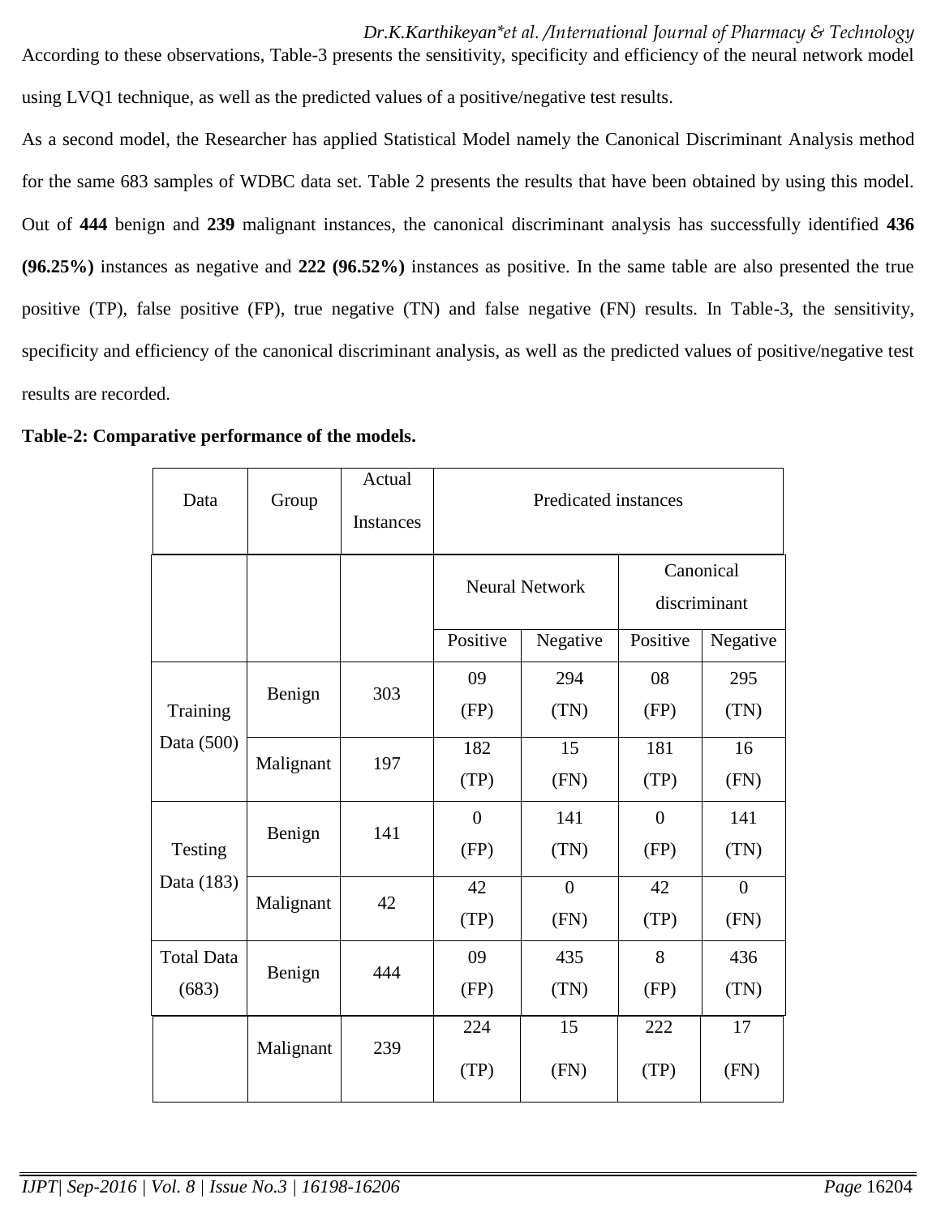According to these observations, Table-3 presents the sensitivity, specificity and efficiency of the neural network model using LVQ1 technique, as well as the predicted values of a positive/negative test results.

As a second model, the Researcher has applied Statistical Model namely the Canonical Discriminant Analysis method for the same 683 samples of WDBC data set. Table 2 presents the results that have been obtained by using this model. Out of **444** benign and **239** malignant instances, the canonical discriminant analysis has successfully identified **436 (96.25%)** instances as negative and **222 (96.52%)** instances as positive. In the same table are also presented the true positive (TP), false positive (FP), true negative (TN) and false negative (FN) results. In Table-3, the sensitivity, specificity and efficiency of the canonical discriminant analysis, as well as the predicted values of positive/negative test results are recorded.

**Table-2: Comparative performance of the models.**

| Data | Group | Actual Instances | Predicated instances | | | |
|---|---|---|---|---|---|---|
| | | | Neural Network | | Canonical discriminant | |
| | | | Positive | Negative | Positive | Negative |
| Training Data (500) | Benign | 303 | 09 (FP) | 294 (TN) | 08 (FP) | 295 (TN) |
| | Malignant | 197 | 182 (TP) | 15 (FN) | 181 (TP) | 16 (FN) |
| Testing Data (183) | Benign | 141 | 0 (FP) | 141 (TN) | 0 (FP) | 141 (TN) |
| | Malignant | 42 | 42 (TP) | 0 (FN) | 42 (TP) | 0 (FN) |
| Total Data (683) | Benign | 444 | 09 (FP) | 435 (TN) | 8 (FP) | 436 (TN) |
| | Malignant | 239 | 224 (TP) | 15 (FN) | 222 (TP) | 17 (FN) |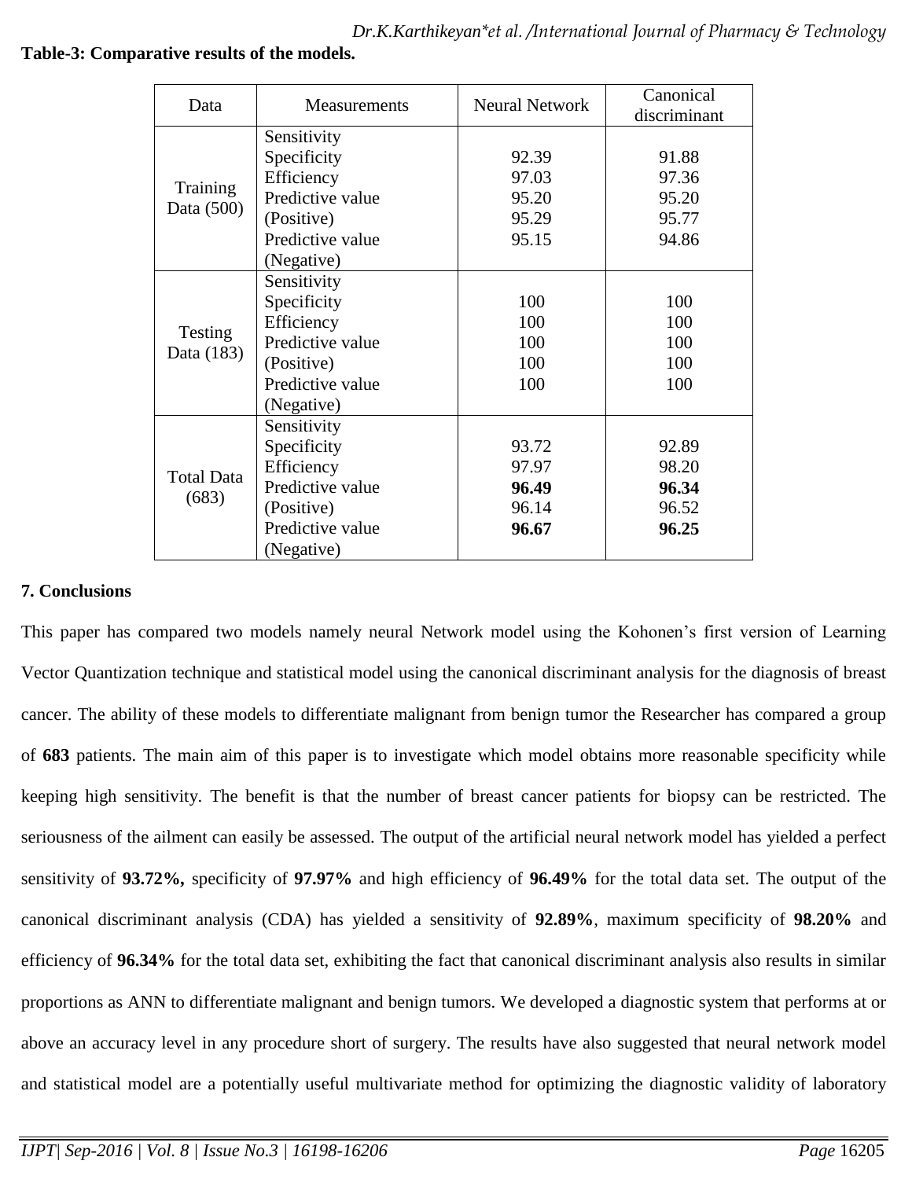**Table-3: Comparative results of the models.**

| Data | Measurements | Neural Network | Canonical discriminant |
|---|---|---|---|
| Training Data (500) | Sensitivity | 92.39 | 91.88 |
| | Specificity | 97.03 | 97.36 |
| | Efficiency | 95.20 | 95.20 |
| | Predictive value (Positive) | 95.29 | 95.77 |
| | Predictive value (Negative) | 95.15 | 94.86 |
| Testing Data (183) | Sensitivity | 100 | 100 |
| | Specificity | 100 | 100 |
| | Efficiency | 100 | 100 |
| | Predictive value (Positive) | 100 | 100 |
| | Predictive value (Negative) | 100 | 100 |
| Total Data (683) | Sensitivity | 93.72 | 92.89 |
| | Specificity | 97.97 | 98.20 |
| | Efficiency | **96.49** | **96.34** |
| | Predictive value (Positive) | 96.14 | 96.52 |
| | Predictive value (Negative) | **96.67** | **96.25** |

## 7. Conclusions

This paper has compared two models namely neural Network model using the Kohonen's first version of Learning Vector Quantization technique and statistical model using the canonical discriminant analysis for the diagnosis of breast cancer. The ability of these models to differentiate malignant from benign tumor the Researcher has compared a group of **683** patients. The main aim of this paper is to investigate which model obtains more reasonable specificity while keeping high sensitivity. The benefit is that the number of breast cancer patients for biopsy can be restricted. The seriousness of the ailment can easily be assessed. The output of the artificial neural network model has yielded a perfect sensitivity of **93.72%,** specificity of **97.97%** and high efficiency of **96.49%** for the total data set. The output of the canonical discriminant analysis (CDA) has yielded a sensitivity of **92.89%**, maximum specificity of **98.20%** and efficiency of **96.34%** for the total data set, exhibiting the fact that canonical discriminant analysis also results in similar proportions as ANN to differentiate malignant and benign tumors. We developed a diagnostic system that performs at or above an accuracy level in any procedure short of surgery. The results have also suggested that neural network model and statistical model are a potentially useful multivariate method for optimizing the diagnostic validity of laboratory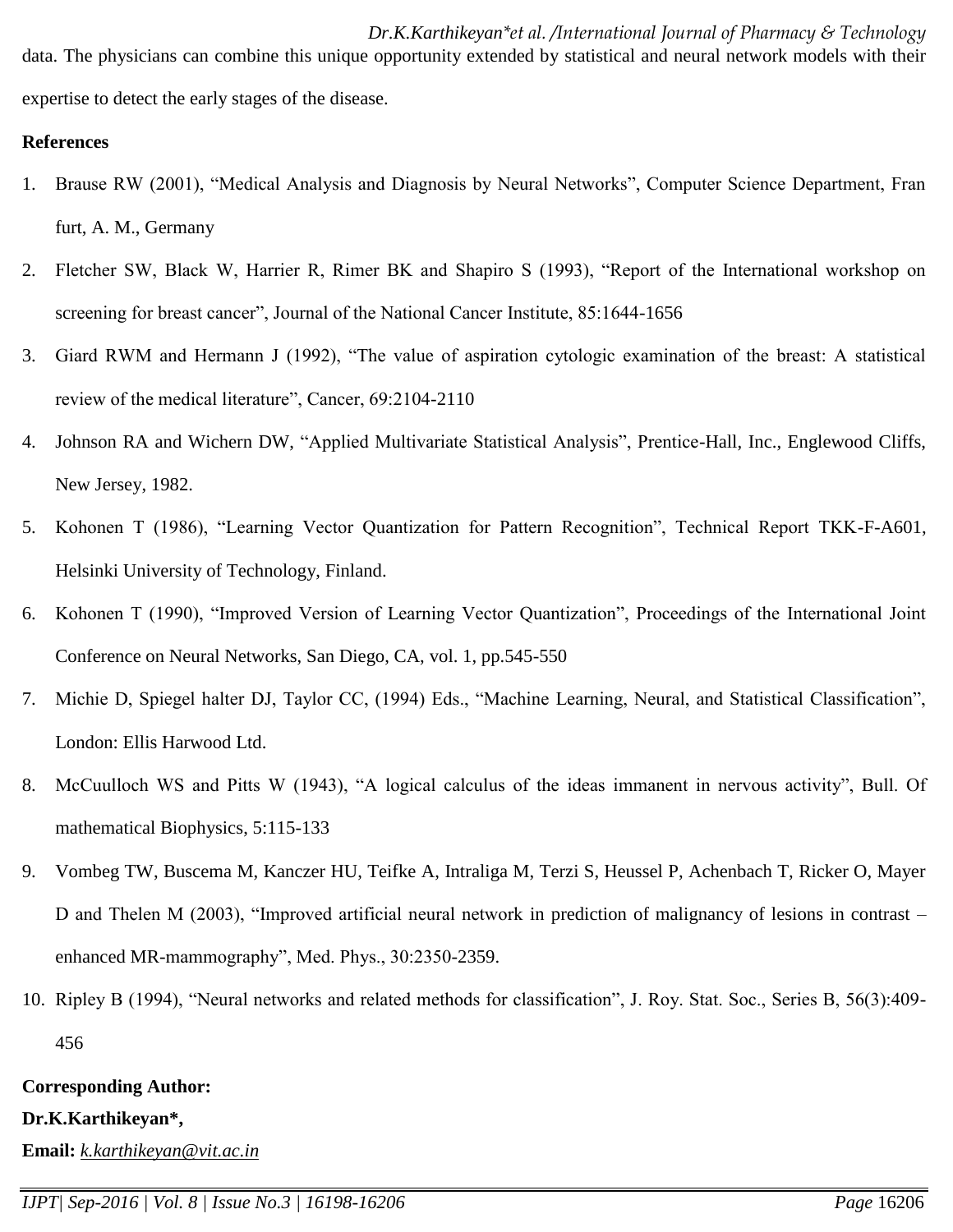data. The physicians can combine this unique opportunity extended by statistical and neural network models with their expertise to detect the early stages of the disease.

**References**

1. Brause RW (2001), "Medical Analysis and Diagnosis by Neural Networks", Computer Science Department, Fran furt, A. M., Germany
2. Fletcher SW, Black W, Harrier R, Rimer BK and Shapiro S (1993), "Report of the International workshop on screening for breast cancer", Journal of the National Cancer Institute, 85:1644-1656
3. Giard RWM and Hermann J (1992), "The value of aspiration cytologic examination of the breast: A statistical review of the medical literature", Cancer, 69:2104-2110
4. Johnson RA and Wichern DW, "Applied Multivariate Statistical Analysis", Prentice-Hall, Inc., Englewood Cliffs, New Jersey, 1982.
5. Kohonen T (1986), "Learning Vector Quantization for Pattern Recognition", Technical Report TKK-F-A601, Helsinki University of Technology, Finland.
6. Kohonen T (1990), "Improved Version of Learning Vector Quantization", Proceedings of the International Joint Conference on Neural Networks, San Diego, CA, vol. 1, pp.545-550
7. Michie D, Spiegel halter DJ, Taylor CC, (1994) Eds., "Machine Learning, Neural, and Statistical Classification", London: Ellis Harwood Ltd.
8. McCuulloch WS and Pitts W (1943), "A logical calculus of the ideas immanent in nervous activity", Bull. Of mathematical Biophysics, 5:115-133
9. Vombeg TW, Buscema M, Kanczer HU, Teifke A, Intraliga M, Terzi S, Heussel P, Achenbach T, Ricker O, Mayer D and Thelen M (2003), "Improved artificial neural network in prediction of malignancy of lesions in contrast – enhanced MR-mammography", Med. Phys., 30:2350-2359.
10. Ripley B (1994), "Neural networks and related methods for classification", J. Roy. Stat. Soc., Series B, 56(3):409-456

**Corresponding Author:**

**Dr.K.Karthikeyan*,**

**Email:** *k.karthikeyan@vit.ac.in*